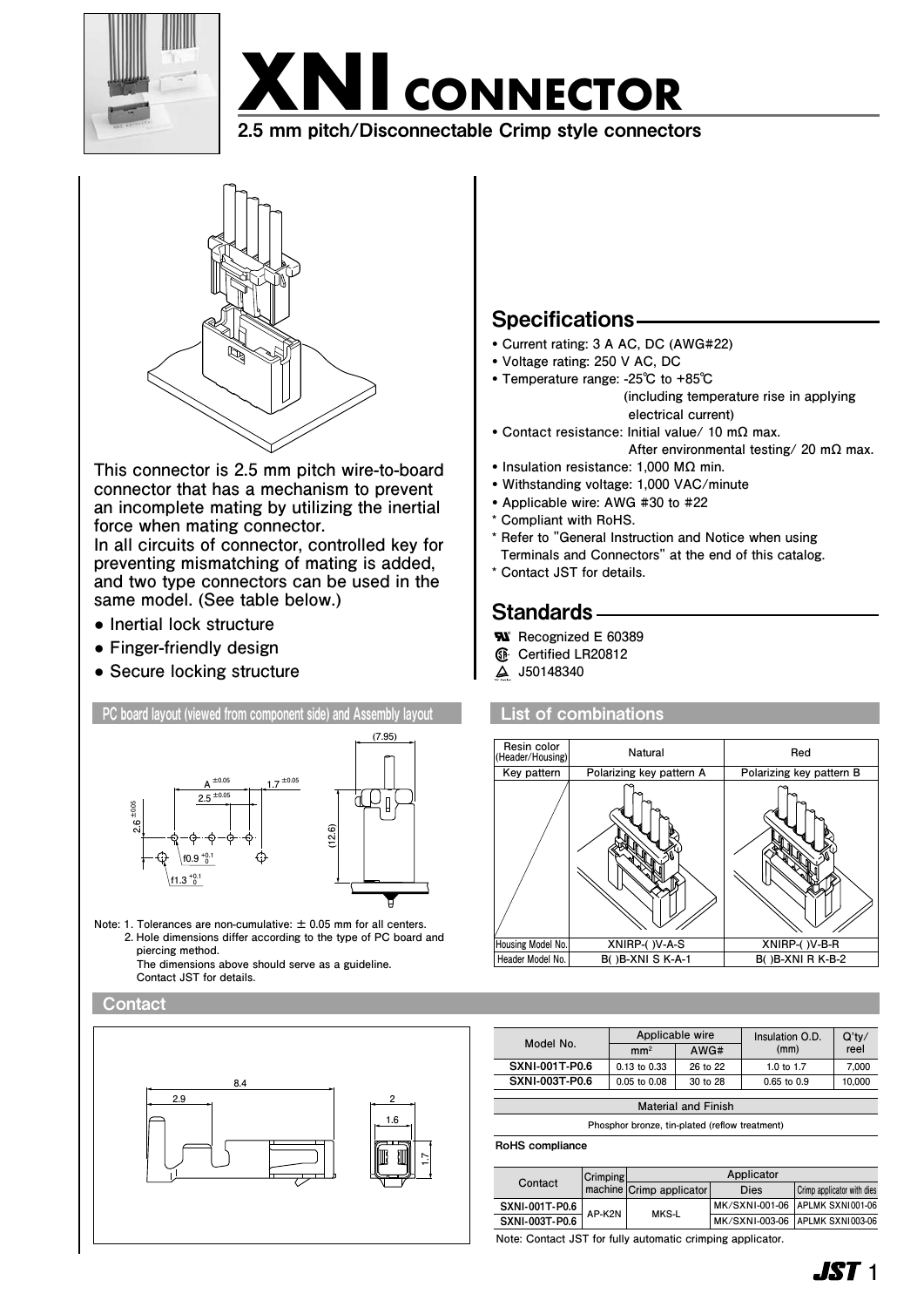# XNI CONNECTOR

**2.5 mm pitch/Disconnectable Crimp style connectors**

This connector is 2.5 mm pitch wire-to-board connector that has a mechanism to prevent an incomplete mating by utilizing the inertial force when mating connector.
In all circuits of connector, controlled key for preventing mismatching of mating is added, and two type connectors can be used in the same model. (See table below.)

- Inertial lock structure
- Finger-friendly design
- Secure locking structure

## Specifications

- Current rating: 3 A AC, DC (AWG#22)
- Voltage rating: 250 V AC, DC
- Temperature range: -25℃ to +85℃ (including temperature rise in applying electrical current)
- Contact resistance: Initial value/ 10 mΩ max. After environmental testing/ 20 mΩ max.
- Insulation resistance: 1,000 MΩ min.
- Withstanding voltage: 1,000 VAC/minute
- Applicable wire: AWG #30 to #22

\* Compliant with RoHS.
\* Refer to "General Instruction and Notice when using Terminals and Connectors" at the end of this catalog.
\* Contact JST for details.

## Standards

- Recognized E 60389
- Certified LR20812
- J50148340

## PC board layout (viewed from component side) and Assembly layout

A ±0.05, 2.5 ±0.05, 1.7 ±0.05, 2.6 ±0.05, f0.9 +0.1/0, f1.3 +0.1/0, (7.95), (12.6)

Note: 1. Tolerances are non-cumulative: ± 0.05 mm for all centers.
2. Hole dimensions differ according to the type of PC board and piercing method.
The dimensions above should serve as a guideline.
Contact JST for details.

## List of combinations

| Resin color (Header/Housing) | Natural | Red |
|---|---|---|
| Key pattern | Polarizing key pattern A | Polarizing key pattern B |
| Housing Model No. | XNIRP-( )V-A-S | XNIRP-( )V-B-R |
| Header Model No. | B( )B-XNI S K-A-1 | B( )B-XNI R K-B-2 |

## Contact

8.4, 2.9, 2, 1.6, 1.7

| Model No. | Applicable wire | | Insulation O.D. (mm) | Q'ty/ reel |
|---|---|---|---|---|
| | mm² | AWG# | | |
| **SXNI-001T-P0.6** | 0.13 to 0.33 | 26 to 22 | 1.0 to 1.7 | 7,000 |
| **SXNI-003T-P0.6** | 0.05 to 0.08 | 30 to 28 | 0.65 to 0.9 | 10,000 |

| Material and Finish |
|---|
| Phosphor bronze, tin-plated (reflow treatment) |

**RoHS compliance**

| Contact | Crimping machine | Applicator | | |
|---|---|---|---|---|
| | | Crimp applicator | Dies | Crimp applicator with dies |
| **SXNI-001T-P0.6** | AP-K2N | MKS-L | MK/SXNI-001-06 | APLMK SXNI001-06 |
| **SXNI-003T-P0.6** | AP-K2N | MKS-L | MK/SXNI-003-06 | APLMK SXNI003-06 |

Note: Contact JST for fully automatic crimping applicator.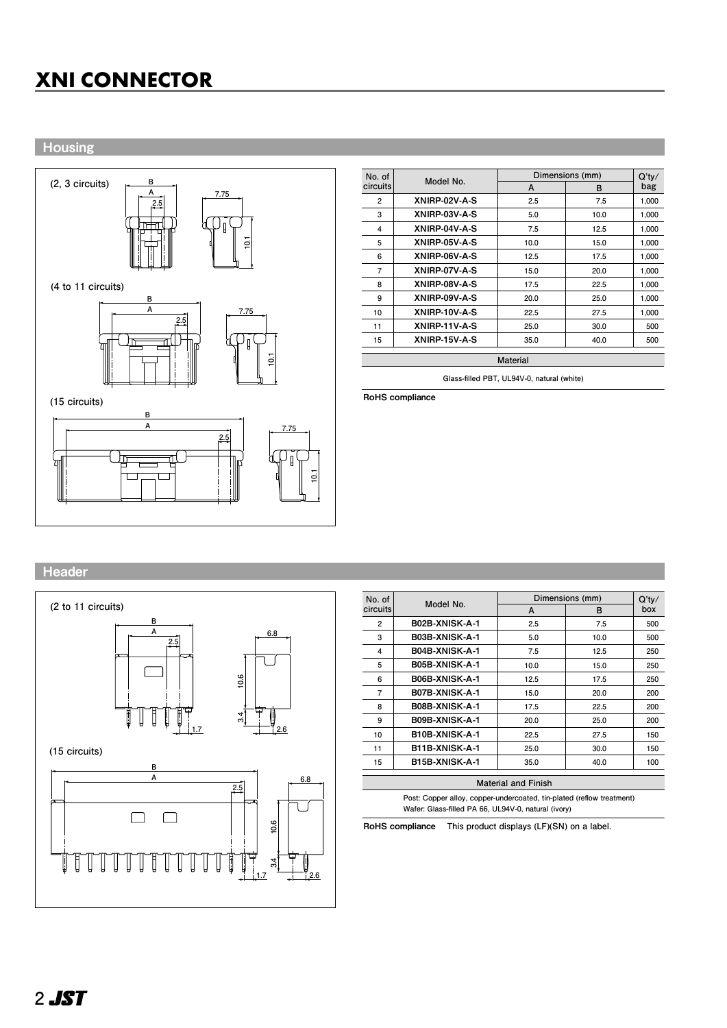# XNI CONNECTOR

## Housing

(2, 3 circuits)

(4 to 11 circuits)

(15 circuits)

| No. of circuits | Model No. | Dimensions (mm) | | Q'ty/ bag |
|---|---|---|---|---|
| | | A | B | |
| 2 | XNIRP-02V-A-S | 2.5 | 7.5 | 1,000 |
| 3 | XNIRP-03V-A-S | 5.0 | 10.0 | 1,000 |
| 4 | XNIRP-04V-A-S | 7.5 | 12.5 | 1,000 |
| 5 | XNIRP-05V-A-S | 10.0 | 15.0 | 1,000 |
| 6 | XNIRP-06V-A-S | 12.5 | 17.5 | 1,000 |
| 7 | XNIRP-07V-A-S | 15.0 | 20.0 | 1,000 |
| 8 | XNIRP-08V-A-S | 17.5 | 22.5 | 1,000 |
| 9 | XNIRP-09V-A-S | 20.0 | 25.0 | 1,000 |
| 10 | XNIRP-10V-A-S | 22.5 | 27.5 | 1,000 |
| 11 | XNIRP-11V-A-S | 25.0 | 30.0 | 500 |
| 15 | XNIRP-15V-A-S | 35.0 | 40.0 | 500 |

| Material |
|---|
| Glass-filled PBT, UL94V-0, natural (white) |

**RoHS compliance**

## Header

(2 to 11 circuits)

(15 circuits)

| No. of circuits | Model No. | Dimensions (mm) | | Q'ty/ box |
|---|---|---|---|---|
| | | A | B | |
| 2 | B02B-XNISK-A-1 | 2.5 | 7.5 | 500 |
| 3 | B03B-XNISK-A-1 | 5.0 | 10.0 | 500 |
| 4 | B04B-XNISK-A-1 | 7.5 | 12.5 | 250 |
| 5 | B05B-XNISK-A-1 | 10.0 | 15.0 | 250 |
| 6 | B06B-XNISK-A-1 | 12.5 | 17.5 | 250 |
| 7 | B07B-XNISK-A-1 | 15.0 | 20.0 | 200 |
| 8 | B08B-XNISK-A-1 | 17.5 | 22.5 | 200 |
| 9 | B09B-XNISK-A-1 | 20.0 | 25.0 | 200 |
| 10 | B10B-XNISK-A-1 | 22.5 | 27.5 | 150 |
| 11 | B11B-XNISK-A-1 | 25.0 | 30.0 | 150 |
| 15 | B15B-XNISK-A-1 | 35.0 | 40.0 | 100 |

| Material and Finish |
|---|
| Post: Copper alloy, copper-undercoated, tin-plated (reflow treatment)<br>Wafer: Glass-filled PA 66, UL94V-0, natural (ivory) |

**RoHS compliance** This product displays (LF)(SN) on a label.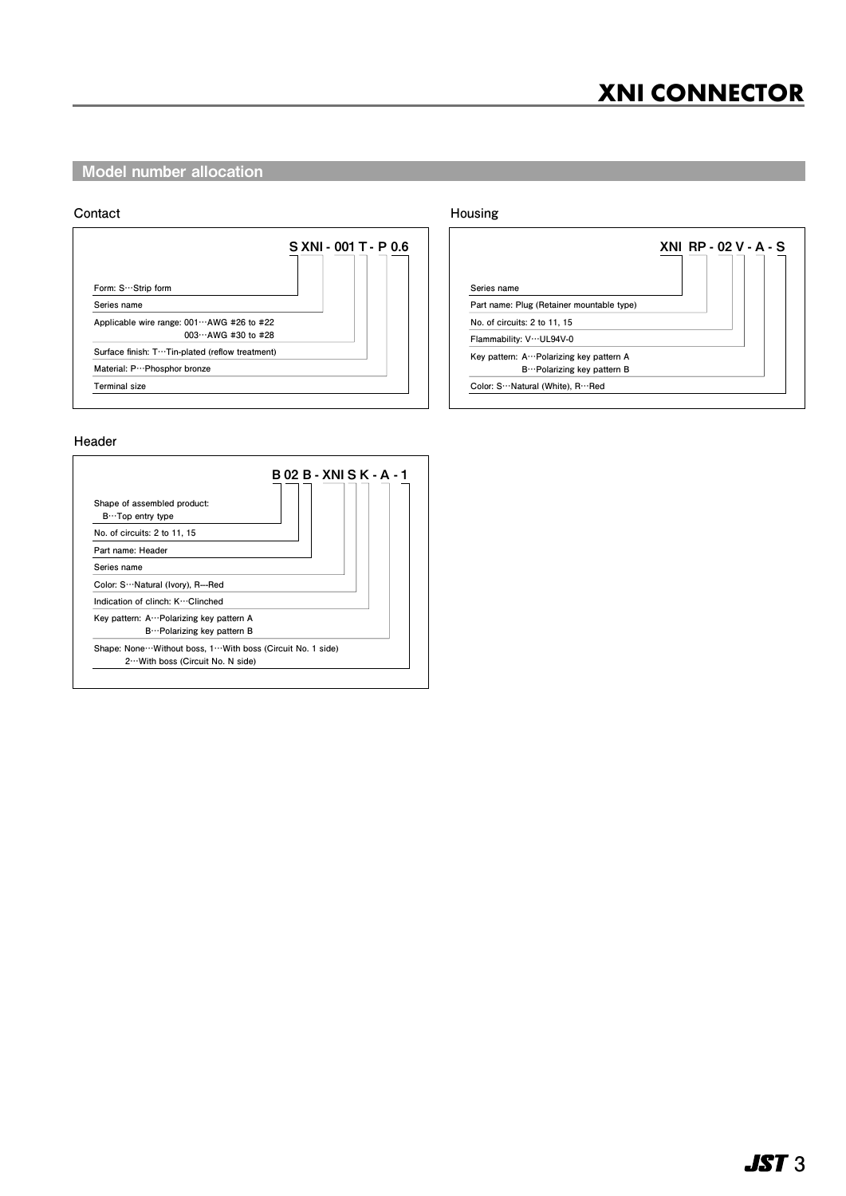## Model number allocation

### Contact

**S XNI - 001 T - P 0.6**

- Form: S···Strip form
- Series name
- Applicable wire range: 001···AWG #26 to #22
  003···AWG #30 to #28
- Surface finish: T···Tin-plated (reflow treatment)
- Material: P···Phosphor bronze
- Terminal size

### Housing

**XNI RP - 02 V - A - S**

- Series name
- Part name: Plug (Retainer mountable type)
- No. of circuits: 2 to 11, 15
- Flammability: V···UL94V-0
- Key pattern: A···Polarizing key pattern A
  B···Polarizing key pattern B
- Color: S···Natural (White), R···Red

### Header

**B 02 B - XNI S K - A - 1**

- Shape of assembled product:
  B···Top entry type
- No. of circuits: 2 to 11, 15
- Part name: Header
- Series name
- Color: S···Natural (Ivory), R···Red
- Indication of clinch: K···Clinched
- Key pattern: A···Polarizing key pattern A
  B···Polarizing key pattern B
- Shape: None···Without boss, 1···With boss (Circuit No. 1 side)
  2···With boss (Circuit No. N side)